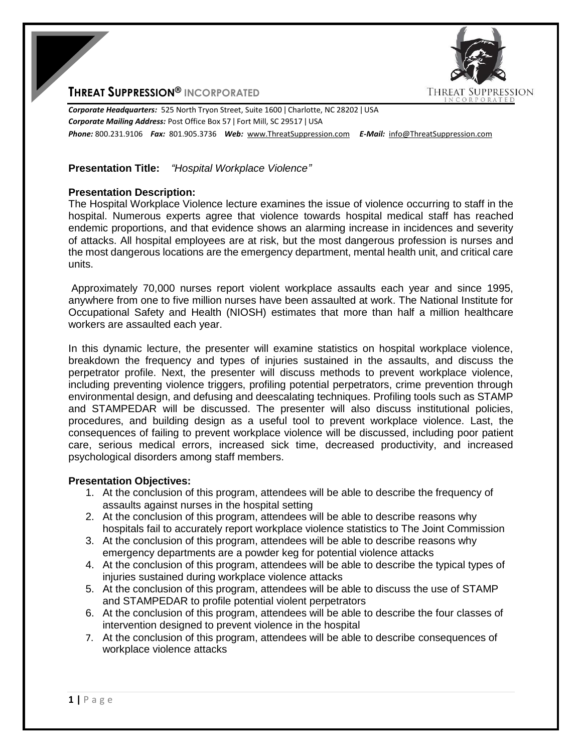# THREAT SUPPRESSION® INCORPORATED

***Corporate Headquarters:*** 525 North Tryon Street, Suite 1600 | Charlotte, NC 28202 | USA
***Corporate Mailing Address:*** Post Office Box 57 | Fort Mill, SC 29517 | USA
***Phone:*** 800.231.9106 ***Fax:*** 801.905.3736 ***Web:*** www.ThreatSuppression.com ***E-Mail:*** info@ThreatSuppression.com

**Presentation Title:** *"Hospital Workplace Violence"*

**Presentation Description:**

The Hospital Workplace Violence lecture examines the issue of violence occurring to staff in the hospital. Numerous experts agree that violence towards hospital medical staff has reached endemic proportions, and that evidence shows an alarming increase in incidences and severity of attacks. All hospital employees are at risk, but the most dangerous profession is nurses and the most dangerous locations are the emergency department, mental health unit, and critical care units.

Approximately 70,000 nurses report violent workplace assaults each year and since 1995, anywhere from one to five million nurses have been assaulted at work. The National Institute for Occupational Safety and Health (NIOSH) estimates that more than half a million healthcare workers are assaulted each year.

In this dynamic lecture, the presenter will examine statistics on hospital workplace violence, breakdown the frequency and types of injuries sustained in the assaults, and discuss the perpetrator profile. Next, the presenter will discuss methods to prevent workplace violence, including preventing violence triggers, profiling potential perpetrators, crime prevention through environmental design, and defusing and deescalating techniques. Profiling tools such as STAMP and STAMPEDAR will be discussed. The presenter will also discuss institutional policies, procedures, and building design as a useful tool to prevent workplace violence. Last, the consequences of failing to prevent workplace violence will be discussed, including poor patient care, serious medical errors, increased sick time, decreased productivity, and increased psychological disorders among staff members.

**Presentation Objectives:**

1. At the conclusion of this program, attendees will be able to describe the frequency of assaults against nurses in the hospital setting
2. At the conclusion of this program, attendees will be able to describe reasons why hospitals fail to accurately report workplace violence statistics to The Joint Commission
3. At the conclusion of this program, attendees will be able to describe reasons why emergency departments are a powder keg for potential violence attacks
4. At the conclusion of this program, attendees will be able to describe the typical types of injuries sustained during workplace violence attacks
5. At the conclusion of this program, attendees will be able to discuss the use of STAMP and STAMPEDAR to profile potential violent perpetrators
6. At the conclusion of this program, attendees will be able to describe the four classes of intervention designed to prevent violence in the hospital
7. At the conclusion of this program, attendees will be able to describe consequences of workplace violence attacks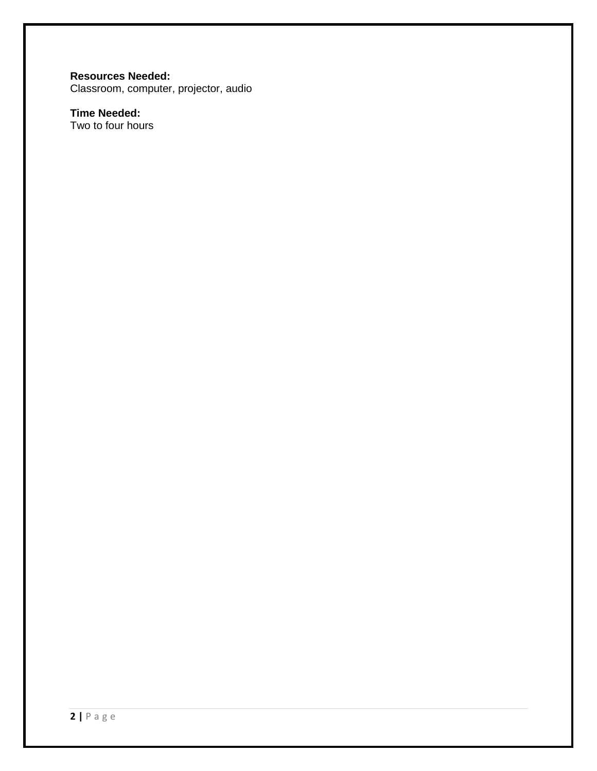**Resources Needed:**
Classroom, computer, projector, audio

**Time Needed:**
Two to four hours